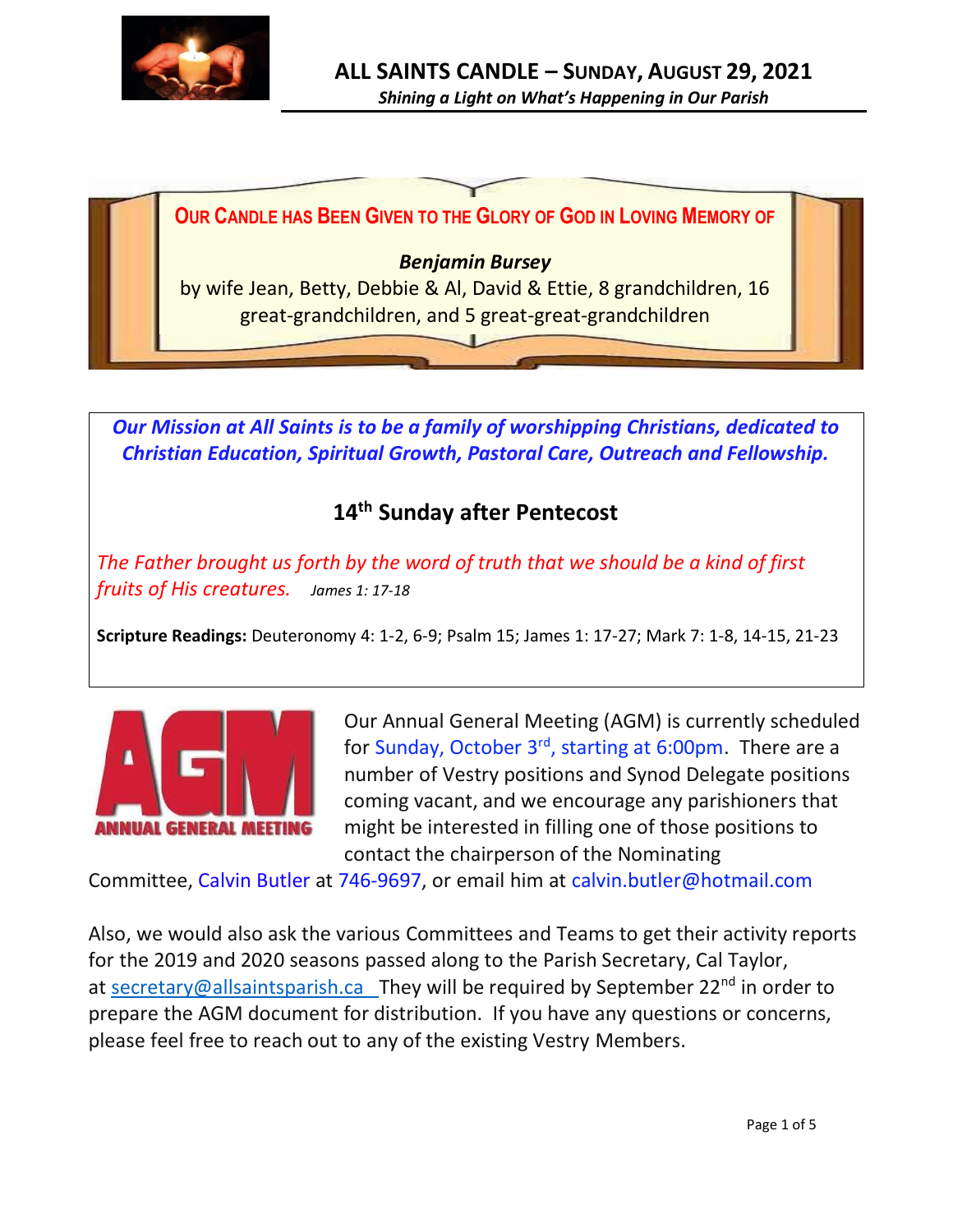# ALL SAINTS CANDLE – SUNDAY, AUGUST 29, 2021

*Shining a Light on What's Happening in Our Parish*

**OUR CANDLE HAS BEEN GIVEN TO THE GLORY OF GOD IN LOVING MEMORY OF**

***Benjamin Bursey***

by wife Jean, Betty, Debbie & Al, David & Ettie, 8 grandchildren, 16 great-grandchildren, and 5 great-great-grandchildren

***Our Mission at All Saints is to be a family of worshipping Christians, dedicated to Christian Education, Spiritual Growth, Pastoral Care, Outreach and Fellowship.***

## 14th Sunday after Pentecost

*The Father brought us forth by the word of truth that we should be a kind of first fruits of His creatures.* *James 1: 17-18*

**Scripture Readings:** Deuteronomy 4: 1-2, 6-9; Psalm 15; James 1: 17-27; Mark 7: 1-8, 14-15, 21-23

AGM
ANNUAL GENERAL MEETING

Our Annual General Meeting (AGM) is currently scheduled for Sunday, October 3rd, starting at 6:00pm. There are a number of Vestry positions and Synod Delegate positions coming vacant, and we encourage any parishioners that might be interested in filling one of those positions to contact the chairperson of the Nominating Committee, Calvin Butler at 746-9697, or email him at calvin.butler@hotmail.com

Also, we would also ask the various Committees and Teams to get their activity reports for the 2019 and 2020 seasons passed along to the Parish Secretary, Cal Taylor, at secretary@allsaintsparish.ca They will be required by September 22nd in order to prepare the AGM document for distribution. If you have any questions or concerns, please feel free to reach out to any of the existing Vestry Members.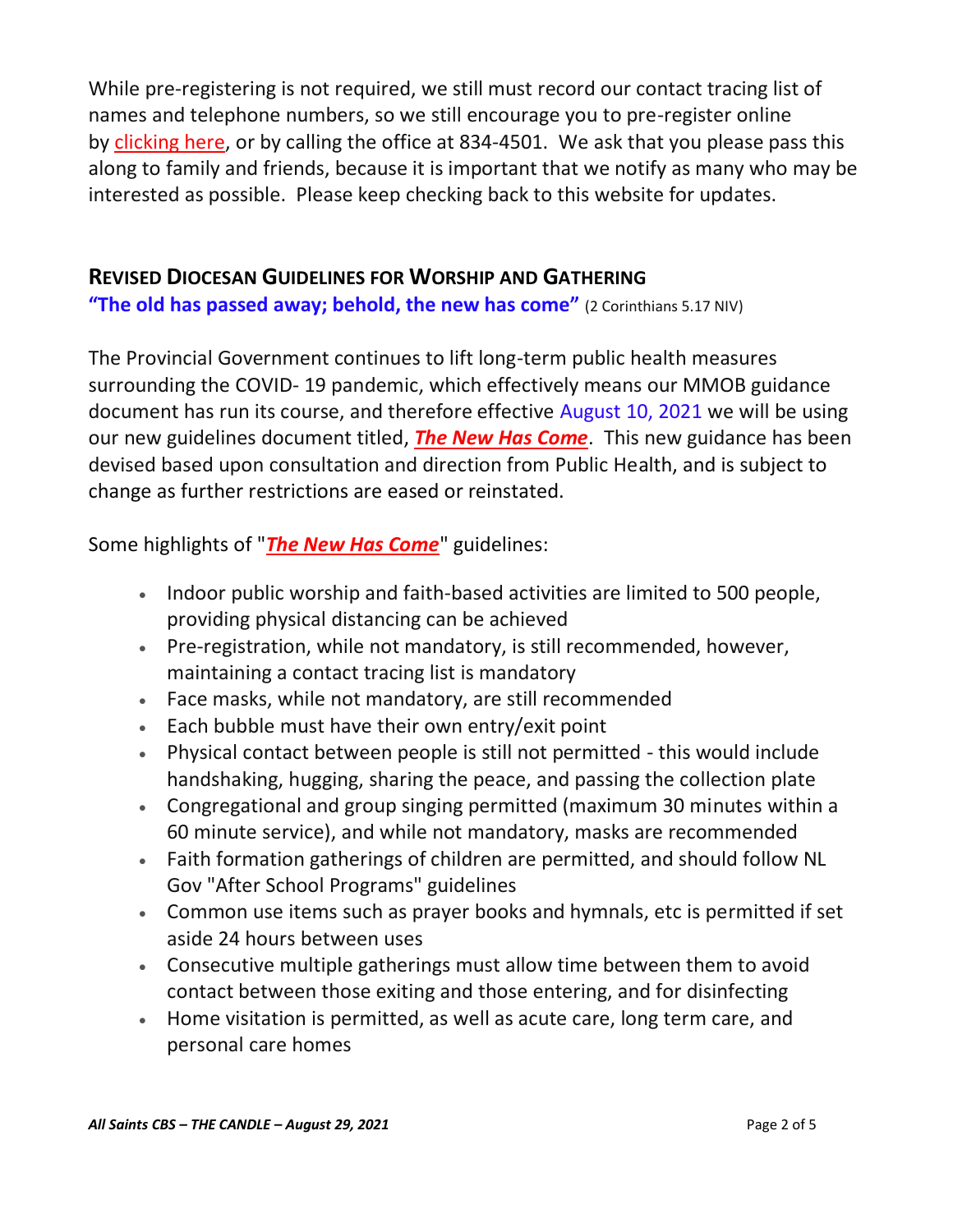While pre-registering is not required, we still must record our contact tracing list of names and telephone numbers, so we still encourage you to pre-register online by clicking here, or by calling the office at 834-4501. We ask that you please pass this along to family and friends, because it is important that we notify as many who may be interested as possible. Please keep checking back to this website for updates.

## REVISED DIOCESAN GUIDELINES FOR WORSHIP AND GATHERING

**"The old has passed away; behold, the new has come"** (2 Corinthians 5.17 NIV)

The Provincial Government continues to lift long-term public health measures surrounding the COVID- 19 pandemic, which effectively means our MMOB guidance document has run its course, and therefore effective August 10, 2021 we will be using our new guidelines document titled, ***The New Has Come***. This new guidance has been devised based upon consultation and direction from Public Health, and is subject to change as further restrictions are eased or reinstated.

Some highlights of "***The New Has Come***" guidelines:

- Indoor public worship and faith-based activities are limited to 500 people, providing physical distancing can be achieved
- Pre-registration, while not mandatory, is still recommended, however, maintaining a contact tracing list is mandatory
- Face masks, while not mandatory, are still recommended
- Each bubble must have their own entry/exit point
- Physical contact between people is still not permitted - this would include handshaking, hugging, sharing the peace, and passing the collection plate
- Congregational and group singing permitted (maximum 30 minutes within a 60 minute service), and while not mandatory, masks are recommended
- Faith formation gatherings of children are permitted, and should follow NL Gov "After School Programs" guidelines
- Common use items such as prayer books and hymnals, etc is permitted if set aside 24 hours between uses
- Consecutive multiple gatherings must allow time between them to avoid contact between those exiting and those entering, and for disinfecting
- Home visitation is permitted, as well as acute care, long term care, and personal care homes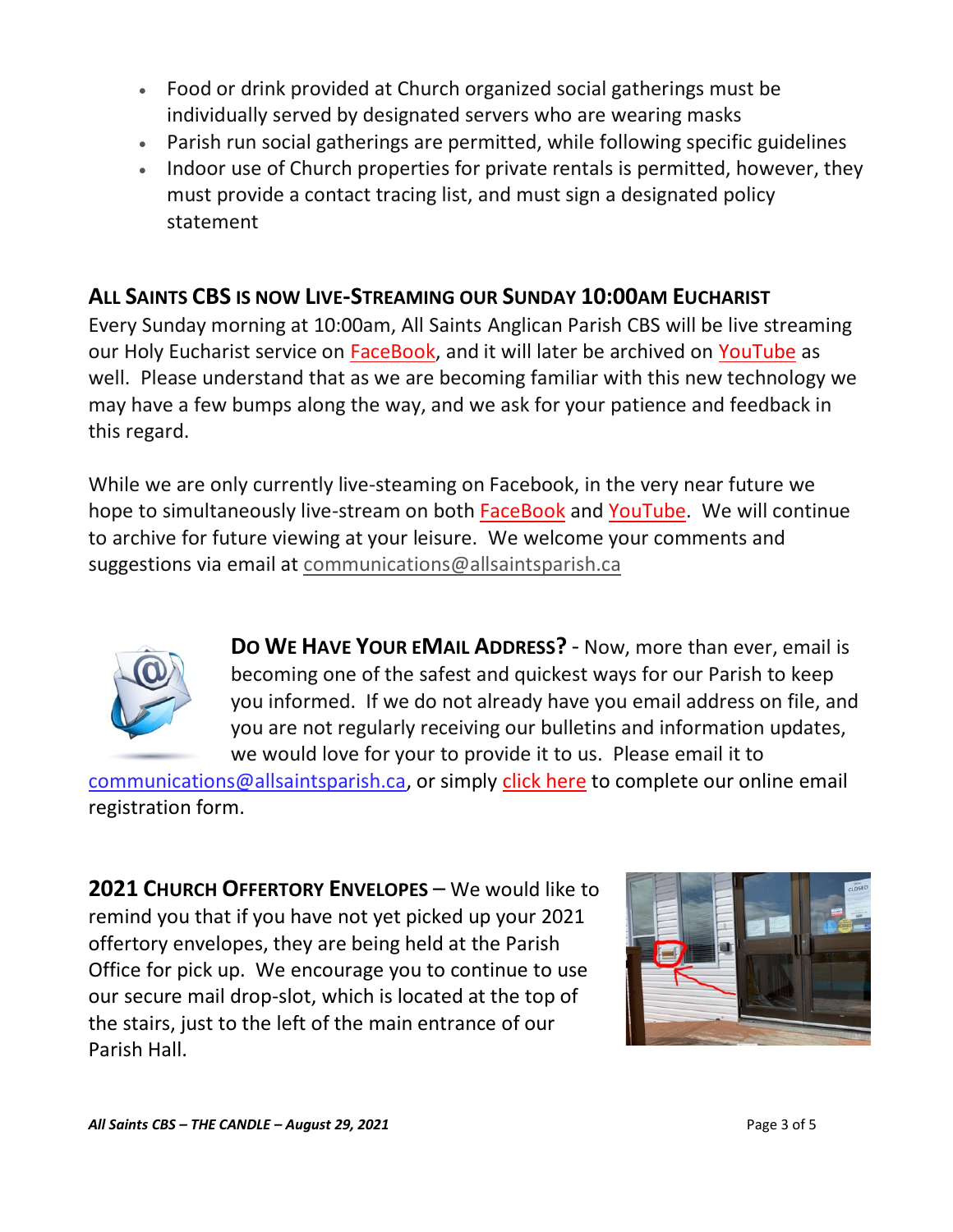- Food or drink provided at Church organized social gatherings must be individually served by designated servers who are wearing masks
- Parish run social gatherings are permitted, while following specific guidelines
- Indoor use of Church properties for private rentals is permitted, however, they must provide a contact tracing list, and must sign a designated policy statement

## ALL SAINTS CBS IS NOW LIVE-STREAMING OUR SUNDAY 10:00AM EUCHARIST

Every Sunday morning at 10:00am, All Saints Anglican Parish CBS will be live streaming our Holy Eucharist service on FaceBook, and it will later be archived on YouTube as well. Please understand that as we are becoming familiar with this new technology we may have a few bumps along the way, and we ask for your patience and feedback in this regard.

While we are only currently live-steaming on Facebook, in the very near future we hope to simultaneously live-stream on both FaceBook and YouTube. We will continue to archive for future viewing at your leisure. We welcome your comments and suggestions via email at communications@allsaintsparish.ca

**DO WE HAVE YOUR EMAIL ADDRESS?** - Now, more than ever, email is becoming one of the safest and quickest ways for our Parish to keep you informed. If we do not already have you email address on file, and you are not regularly receiving our bulletins and information updates, we would love for your to provide it to us. Please email it to communications@allsaintsparish.ca, or simply click here to complete our online email registration form.

**2021 CHURCH OFFERTORY ENVELOPES** – We would like to remind you that if you have not yet picked up your 2021 offertory envelopes, they are being held at the Parish Office for pick up. We encourage you to continue to use our secure mail drop-slot, which is located at the top of the stairs, just to the left of the main entrance of our Parish Hall.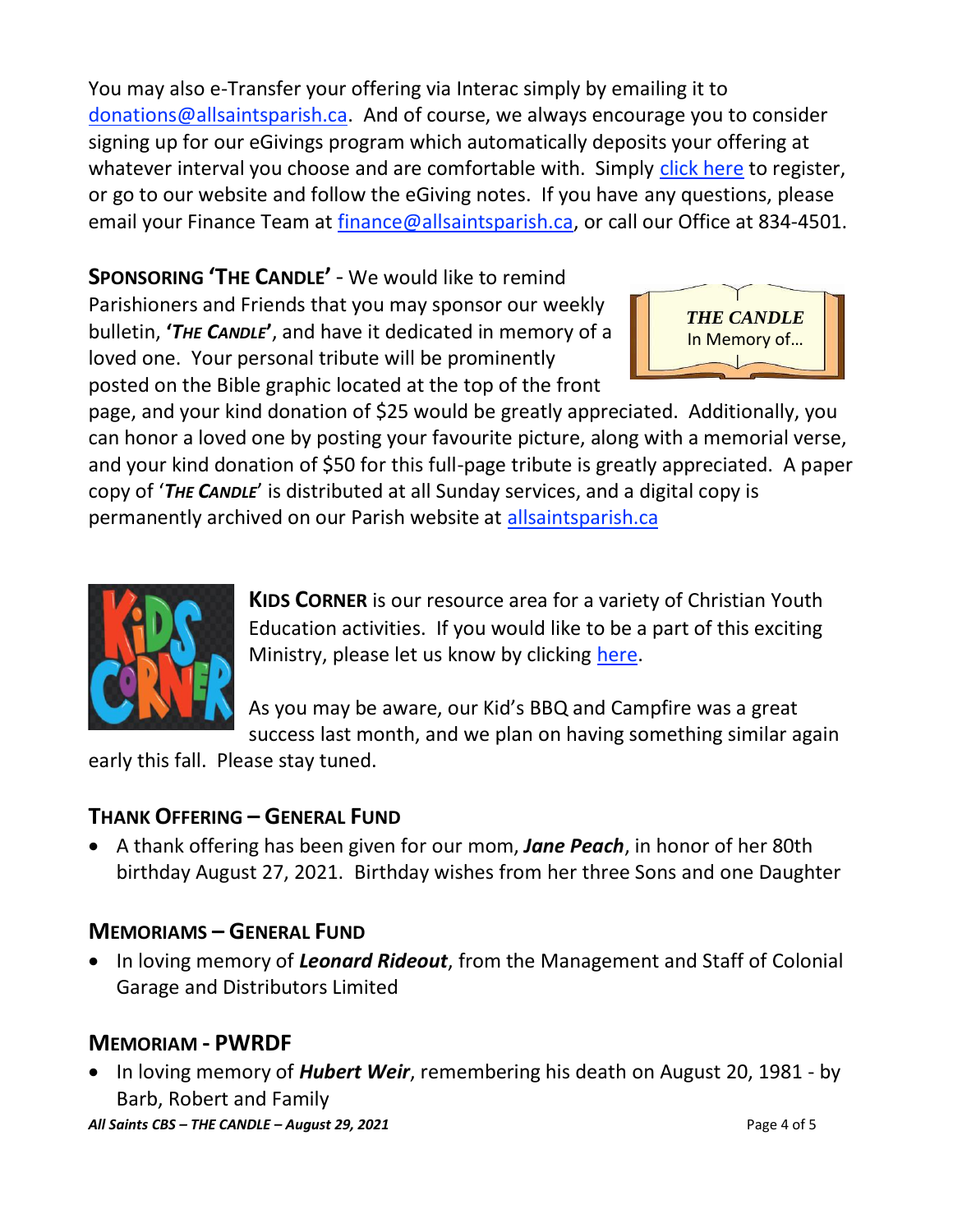You may also e-Transfer your offering via Interac simply by emailing it to donations@allsaintsparish.ca. And of course, we always encourage you to consider signing up for our eGivings program which automatically deposits your offering at whatever interval you choose and are comfortable with. Simply click here to register, or go to our website and follow the eGiving notes. If you have any questions, please email your Finance Team at finance@allsaintsparish.ca, or call our Office at 834-4501.

**SPONSORING 'THE CANDLE'** - We would like to remind Parishioners and Friends that you may sponsor our weekly bulletin, ***'THE CANDLE'***, and have it dedicated in memory of a loved one. Your personal tribute will be prominently posted on the Bible graphic located at the top of the front page, and your kind donation of $25 would be greatly appreciated. Additionally, you can honor a loved one by posting your favourite picture, along with a memorial verse, and your kind donation of $50 for this full-page tribute is greatly appreciated. A paper copy of '***THE CANDLE***' is distributed at all Sunday services, and a digital copy is permanently archived on our Parish website at allsaintsparish.ca

***THE CANDLE***
In Memory of…

**KIDS CORNER** is our resource area for a variety of Christian Youth Education activities. If you would like to be a part of this exciting Ministry, please let us know by clicking here.

As you may be aware, our Kid's BBQ and Campfire was a great success last month, and we plan on having something similar again early this fall. Please stay tuned.

## THANK OFFERING – GENERAL FUND

- A thank offering has been given for our mom, ***Jane Peach***, in honor of her 80th birthday August 27, 2021. Birthday wishes from her three Sons and one Daughter

## MEMORIAMS – GENERAL FUND

- In loving memory of ***Leonard Rideout***, from the Management and Staff of Colonial Garage and Distributors Limited

## MEMORIAM - PWRDF

- In loving memory of ***Hubert Weir***, remembering his death on August 20, 1981 - by Barb, Robert and Family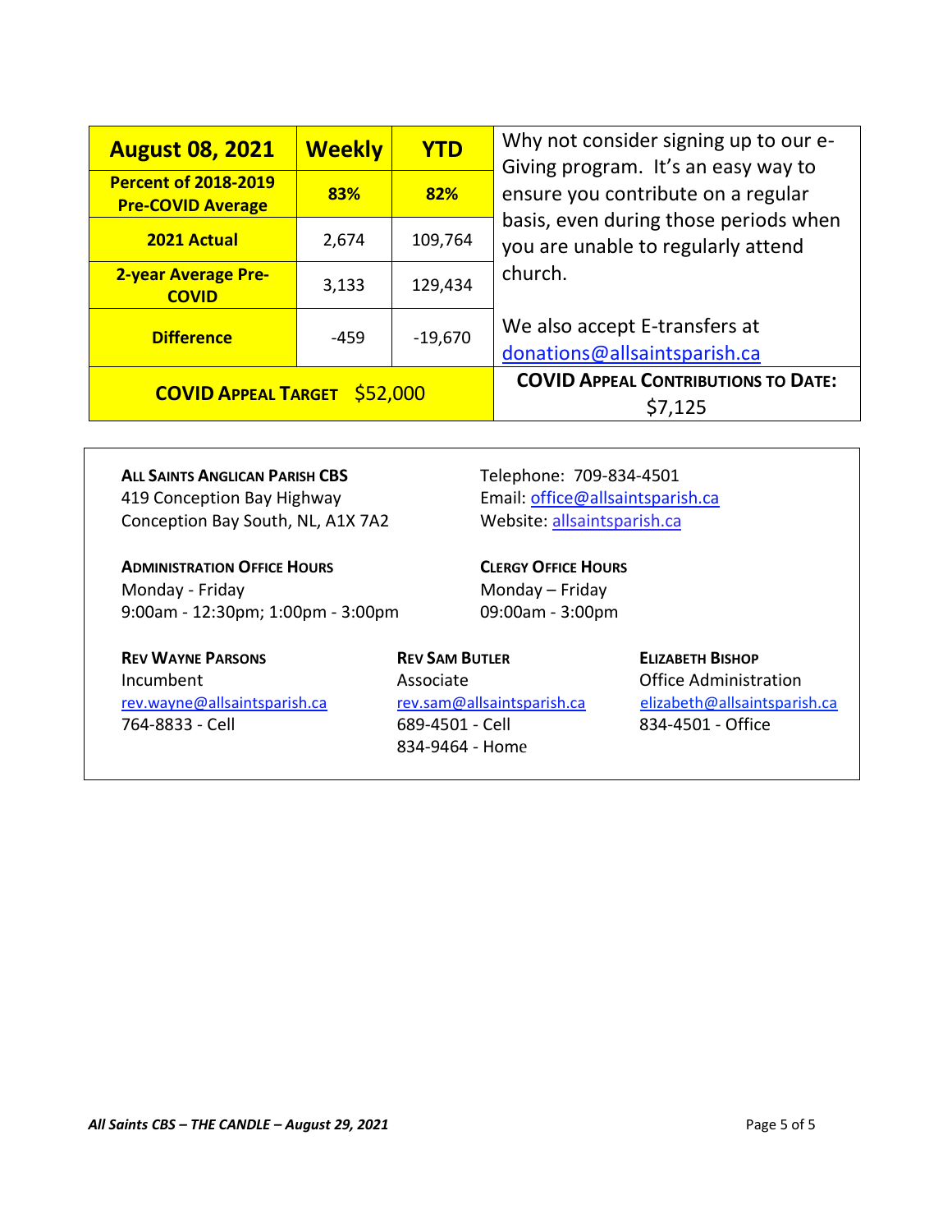| August 08, 2021 | Weekly | YTD |
|---|---|---|
| **Percent of 2018-2019 Pre-COVID Average** | **83%** | **82%** |
| **2021 Actual** | 2,674 | 109,764 |
| **2-year Average Pre-COVID** | 3,133 | 129,434 |
| **Difference** | -459 | -19,670 |
| **COVID APPEAL TARGET** $52,000 | | |

Why not consider signing up to our e-Giving program. It's an easy way to ensure you contribute on a regular basis, even during those periods when you are unable to regularly attend church.

We also accept E-transfers at donations@allsaintsparish.ca

**COVID APPEAL CONTRIBUTIONS TO DATE:** $7,125

**ALL SAINTS ANGLICAN PARISH CBS**
419 Conception Bay Highway
Conception Bay South, NL, A1X 7A2

Telephone: 709-834-4501
Email: office@allsaintsparish.ca
Website: allsaintsparish.ca

**ADMINISTRATION OFFICE HOURS**
Monday - Friday
9:00am - 12:30pm; 1:00pm - 3:00pm

**CLERGY OFFICE HOURS**
Monday – Friday
09:00am - 3:00pm

**REV WAYNE PARSONS**
Incumbent
rev.wayne@allsaintsparish.ca
764-8833 - Cell

**REV SAM BUTLER**
Associate
rev.sam@allsaintsparish.ca
689-4501 - Cell
834-9464 - Home

**ELIZABETH BISHOP**
Office Administration
elizabeth@allsaintsparish.ca
834-4501 - Office